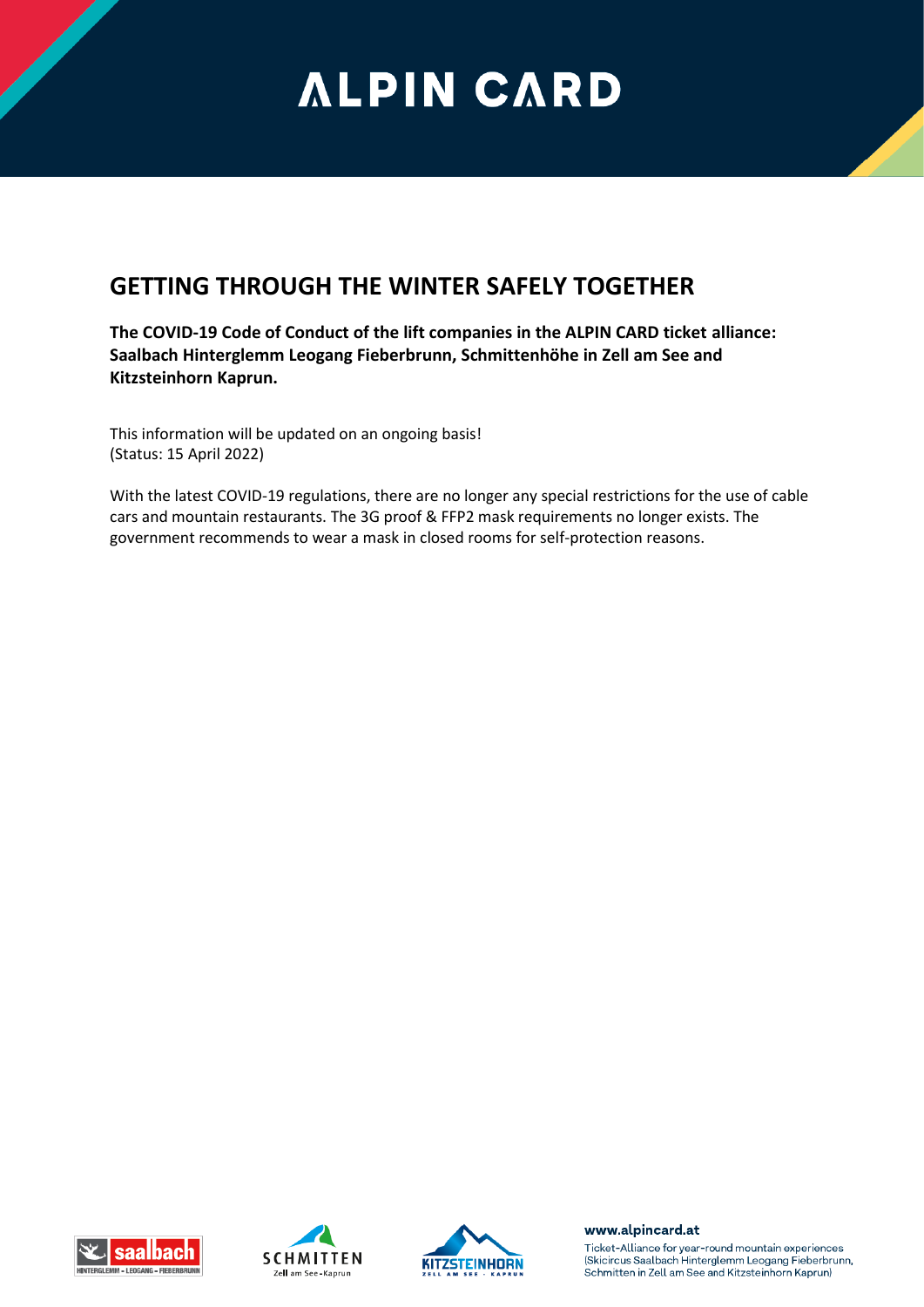# ALPIN CARD

## GETTING THROUGH THE WINTER SAFELY TOGETHER

**The COVID-19 Code of Conduct of the lift companies in the ALPIN CARD ticket alliance: Saalbach Hinterglemm Leogang Fieberbrunn, Schmittenhöhe in Zell am See and Kitzsteinhorn Kaprun.**

This information will be updated on an ongoing basis!
(Status: 15 April 2022)

With the latest COVID-19 regulations, there are no longer any special restrictions for the use of cable cars and mountain restaurants. The 3G proof & FFP2 mask requirements no longer exists. The government recommends to wear a mask in closed rooms for self-protection reasons.

**www.alpincard.at**

Ticket-Alliance for year-round mountain experiences (Skicircus Saalbach Hinterglemm Leogang Fieberbrunn, Schmitten in Zell am See and Kitzsteinhorn Kaprun)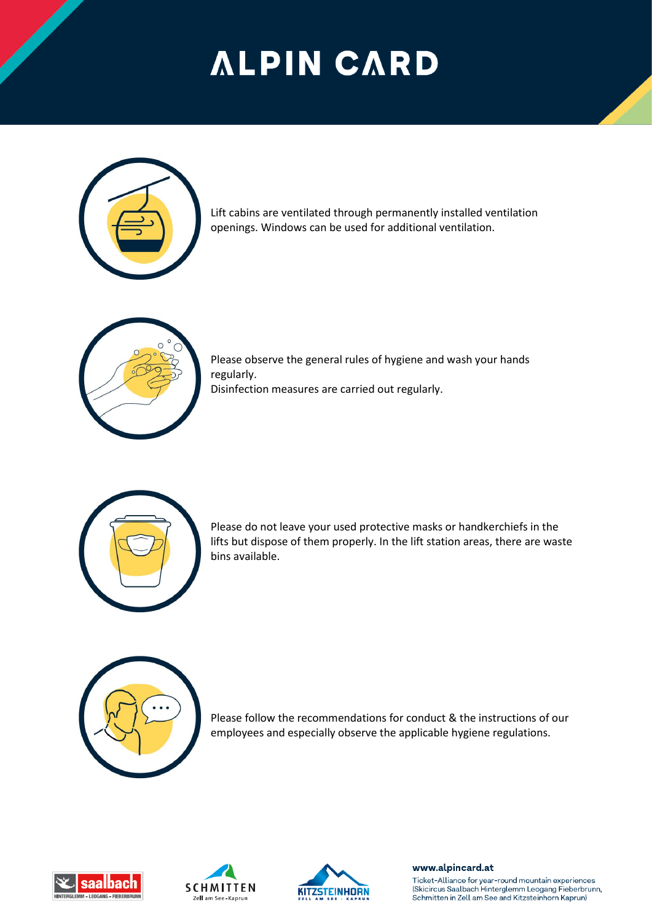# ALPIN CARD

Lift cabins are ventilated through permanently installed ventilation openings. Windows can be used for additional ventilation.

Please observe the general rules of hygiene and wash your hands regularly.
Disinfection measures are carried out regularly.

Please do not leave your used protective masks or handkerchiefs in the lifts but dispose of them properly. In the lift station areas, there are waste bins available.

Please follow the recommendations for conduct & the instructions of our employees and especially observe the applicable hygiene regulations.

**www.alpincard.at**

Ticket-Alliance for year-round mountain experiences (Skicircus Saalbach Hinterglemm Leogang Fieberbrunn, Schmitten in Zell am See and Kitzsteinhorn Kaprun)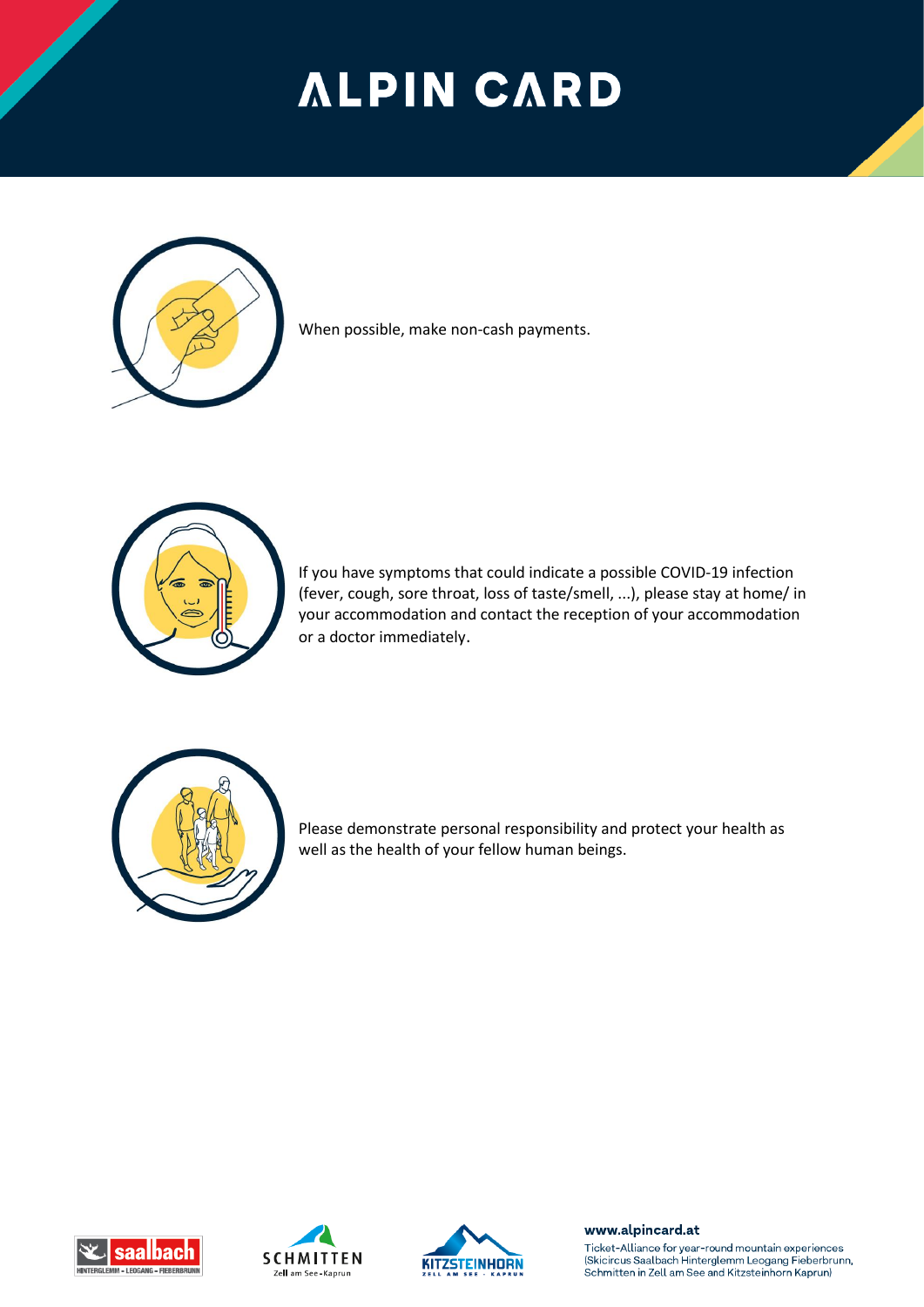# ALPIN CARD

When possible, make non-cash payments.

If you have symptoms that could indicate a possible COVID-19 infection (fever, cough, sore throat, loss of taste/smell, ...), please stay at home/ in your accommodation and contact the reception of your accommodation or a doctor immediately.

Please demonstrate personal responsibility and protect your health as well as the health of your fellow human beings.

**www.alpincard.at**

Ticket-Alliance for year-round mountain experiences (Skicircus Saalbach Hinterglemm Leogang Fieberbrunn, Schmitten in Zell am See and Kitzsteinhorn Kaprun)